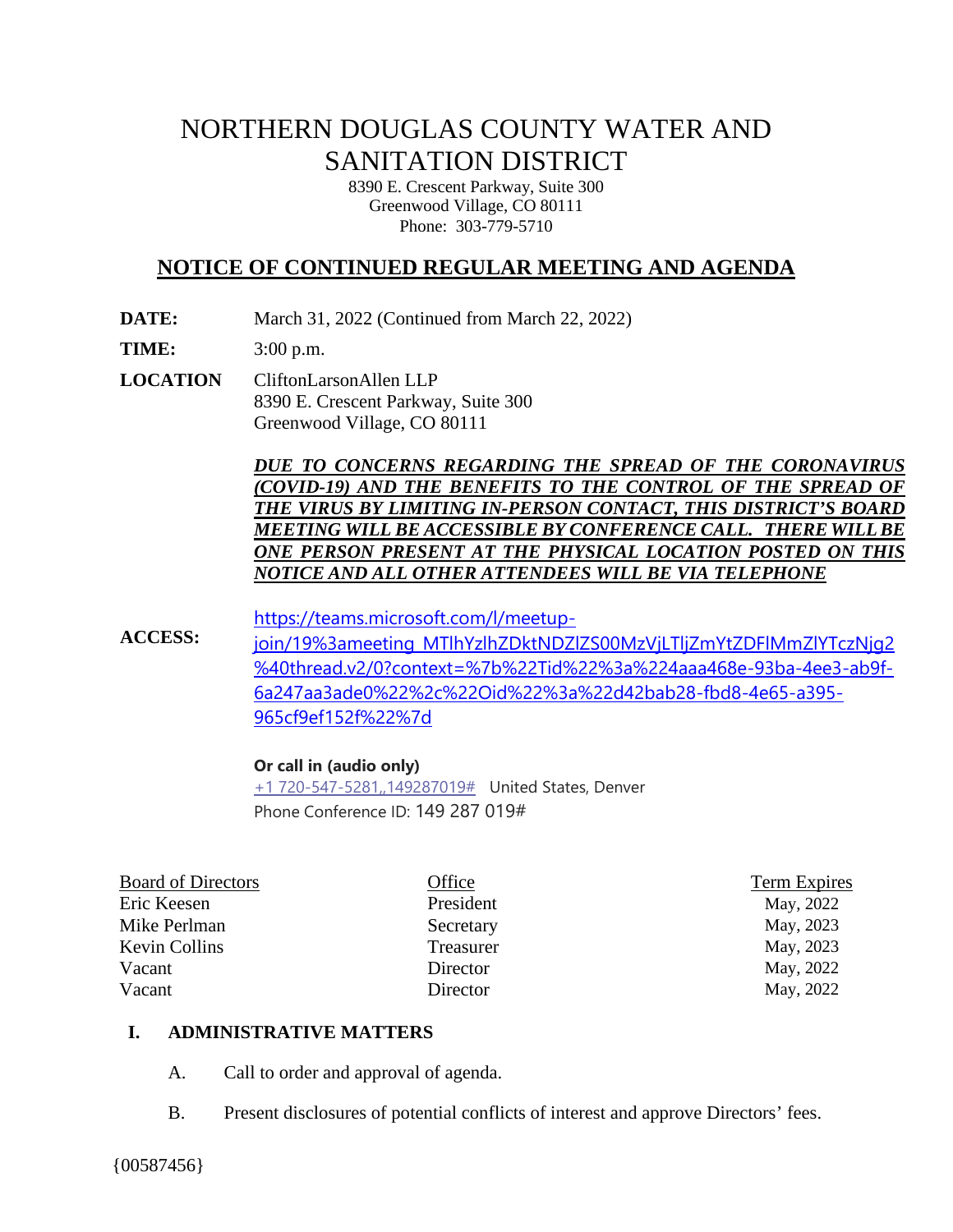# NORTHERN DOUGLAS COUNTY WATER AND SANITATION DISTRICT

8390 E. Crescent Parkway, Suite 300
Greenwood Village, CO 80111
Phone: 303-779-5710

## NOTICE OF CONTINUED REGULAR MEETING AND AGENDA

**DATE:** March 31, 2022 (Continued from March 22, 2022)

**TIME:** 3:00 p.m.

**LOCATION** ClifftonLarsonAllen LLP
8390 E. Crescent Parkway, Suite 300
Greenwood Village, CO 80111

***DUE TO CONCERNS REGARDING THE SPREAD OF THE CORONAVIRUS (COVID-19) AND THE BENEFITS TO THE CONTROL OF THE SPREAD OF THE VIRUS BY LIMITING IN-PERSON CONTACT, THIS DISTRICT'S BOARD MEETING WILL BE ACCESSIBLE BY CONFERENCE CALL. THERE WILL BE ONE PERSON PRESENT AT THE PHYSICAL LOCATION POSTED ON THIS NOTICE AND ALL OTHER ATTENDEES WILL BE VIA TELEPHONE***

**ACCESS:** https://teams.microsoft.com/l/meetup-join/19%3ameeting_MTlhYzlhZDktNDZlZS00MzVjLTljZmYtZDFlMmZlYTczNjg2%40thread.v2/0?context=%7b%22Tid%22%3a%224aaa468e-93ba-4ee3-ab9f-6a247aa3ade0%22%2c%22Oid%22%3a%22d42bab28-fbd8-4e65-a395-965cf9ef152f%22%7d

**Or call in (audio only)**
+1 720-547-5281,,149287019# United States, Denver
Phone Conference ID: 149 287 019#

| Board of Directors | Office | Term Expires |
|---|---|---|
| Eric Keesen | President | May, 2022 |
| Mike Perlman | Secretary | May, 2023 |
| Kevin Collins | Treasurer | May, 2023 |
| Vacant | Director | May, 2022 |
| Vacant | Director | May, 2022 |

**I. ADMINISTRATIVE MATTERS**

A. Call to order and approval of agenda.

B. Present disclosures of potential conflicts of interest and approve Directors' fees.

{00587456}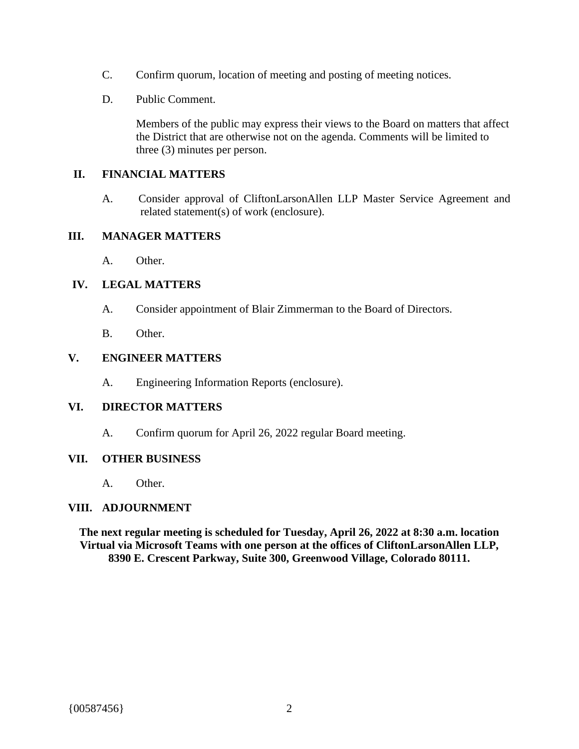C. Confirm quorum, location of meeting and posting of meeting notices.

D. Public Comment.

Members of the public may express their views to the Board on matters that affect the District that are otherwise not on the agenda. Comments will be limited to three (3) minutes per person.

## II. FINANCIAL MATTERS

A. Consider approval of CliftonLarsonAllen LLP Master Service Agreement and related statement(s) of work (enclosure).

## III. MANAGER MATTERS

A. Other.

## IV. LEGAL MATTERS

A. Consider appointment of Blair Zimmerman to the Board of Directors.

B. Other.

## V. ENGINEER MATTERS

A. Engineering Information Reports (enclosure).

## VI. DIRECTOR MATTERS

A. Confirm quorum for April 26, 2022 regular Board meeting.

## VII. OTHER BUSINESS

A. Other.

## VIII. ADJOURNMENT

**The next regular meeting is scheduled for Tuesday, April 26, 2022 at 8:30 a.m. location Virtual via Microsoft Teams with one person at the offices of CliftonLarsonAllen LLP, 8390 E. Crescent Parkway, Suite 300, Greenwood Village, Colorado 80111.**

{00587456}